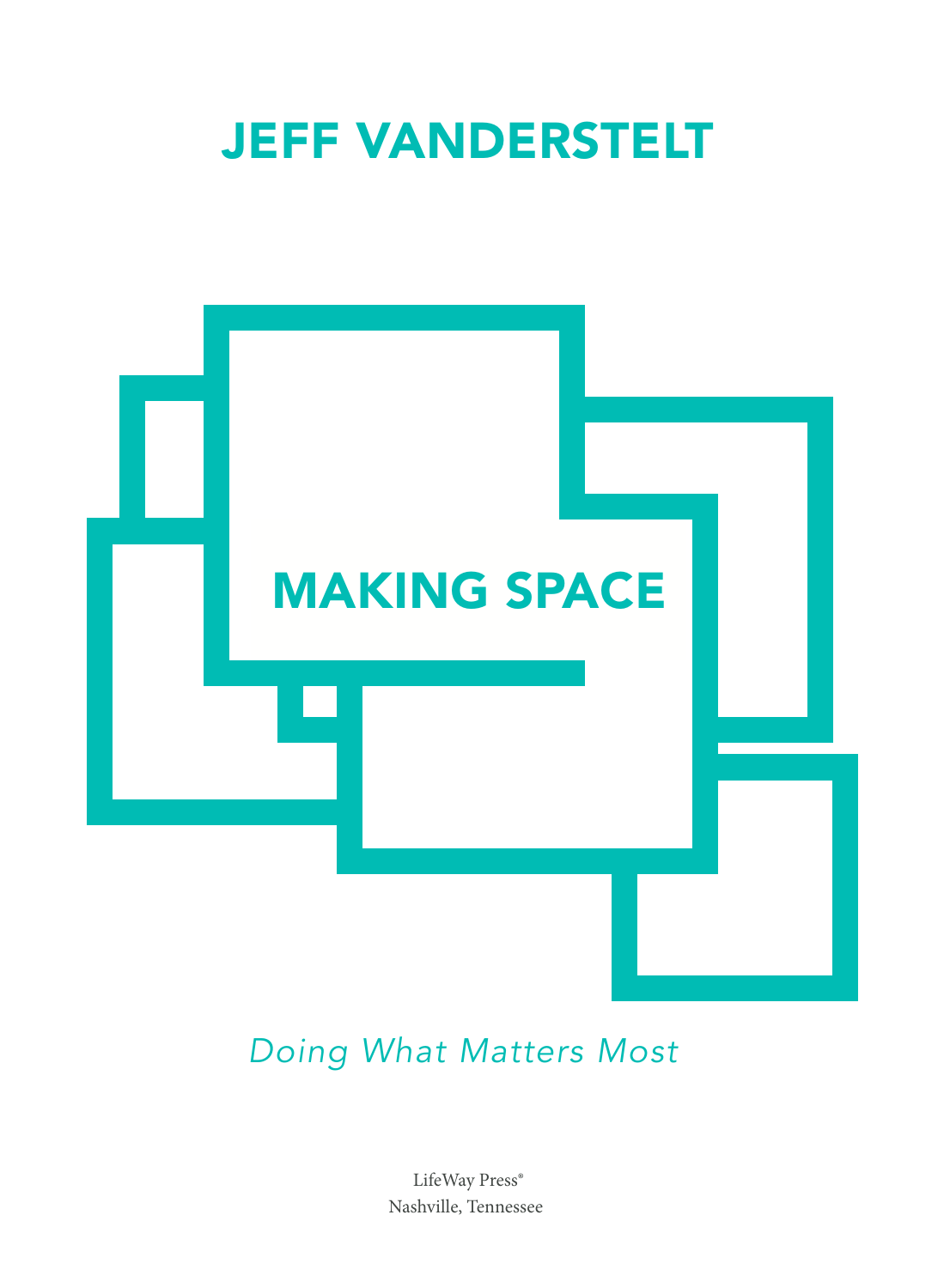# JEFF VANDERSTELT

# MAKING SPACE

*Doing What Matters Most*

LifeWay Press®
Nashville, Tennessee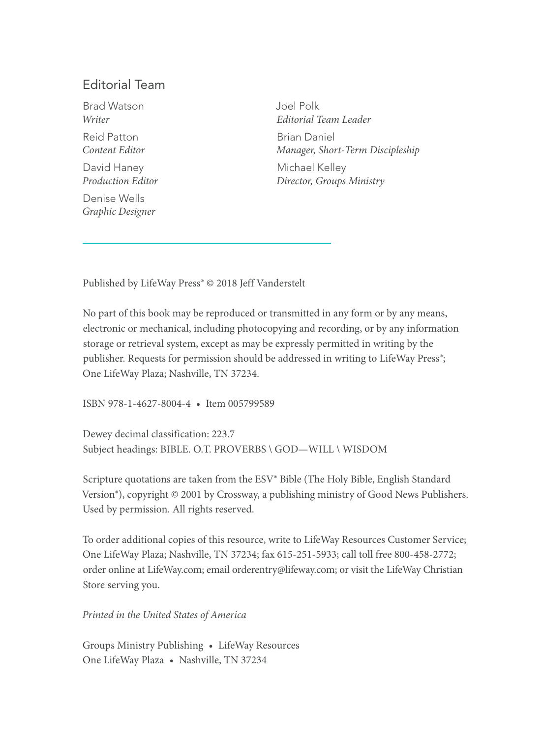## Editorial Team

Brad Watson
*Writer*

Reid Patton
*Content Editor*

David Haney
*Production Editor*

Denise Wells
*Graphic Designer*

Joel Polk
*Editorial Team Leader*

Brian Daniel
*Manager, Short-Term Discipleship*

Michael Kelley
*Director, Groups Ministry*

---

Published by LifeWay Press® © 2018 Jeff Vanderstelt

No part of this book may be reproduced or transmitted in any form or by any means, electronic or mechanical, including photocopying and recording, or by any information storage or retrieval system, except as may be expressly permitted in writing by the publisher. Requests for permission should be addressed in writing to LifeWay Press®; One LifeWay Plaza; Nashville, TN 37234.

ISBN 978-1-4627-8004-4 • Item 005799589

Dewey decimal classification: 223.7
Subject headings: BIBLE. O.T. PROVERBS \ GOD—WILL \ WISDOM

Scripture quotations are taken from the ESV® Bible (The Holy Bible, English Standard Version®), copyright © 2001 by Crossway, a publishing ministry of Good News Publishers. Used by permission. All rights reserved.

To order additional copies of this resource, write to LifeWay Resources Customer Service; One LifeWay Plaza; Nashville, TN 37234; fax 615-251-5933; call toll free 800-458-2772; order online at LifeWay.com; email orderentry@lifeway.com; or visit the LifeWay Christian Store serving you.

*Printed in the United States of America*

Groups Ministry Publishing • LifeWay Resources
One LifeWay Plaza • Nashville, TN 37234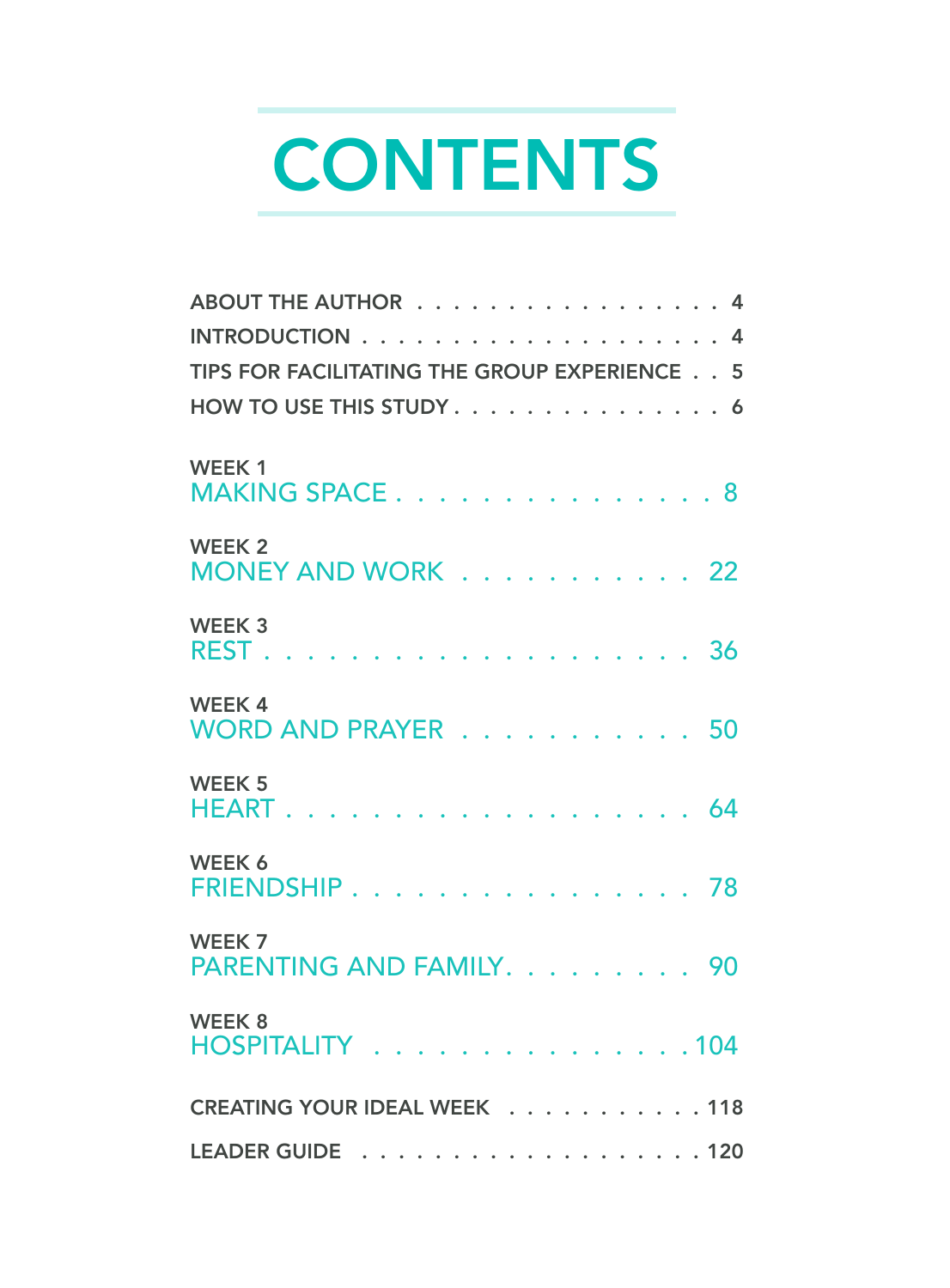# CONTENTS

ABOUT THE AUTHOR . . . . . . . . . . . . . . . . . 4

INTRODUCTION . . . . . . . . . . . . . . . . . . . . 4

TIPS FOR FACILITATING THE GROUP EXPERIENCE . . 5

HOW TO USE THIS STUDY . . . . . . . . . . . . . . . 6

WEEK 1
MAKING SPACE . . . . . . . . . . . . . . . . 8

WEEK 2
MONEY AND WORK . . . . . . . . . . . 22

WEEK 3
REST . . . . . . . . . . . . . . . . . . . . . 36

WEEK 4
WORD AND PRAYER . . . . . . . . . . . 50

WEEK 5
HEART . . . . . . . . . . . . . . . . . . . . 64

WEEK 6
FRIENDSHIP . . . . . . . . . . . . . . . . 78

WEEK 7
PARENTING AND FAMILY. . . . . . . . . 90

WEEK 8
HOSPITALITY . . . . . . . . . . . . . . . .104

CREATING YOUR IDEAL WEEK . . . . . . . . . . . 118

LEADER GUIDE . . . . . . . . . . . . . . . . . . . 120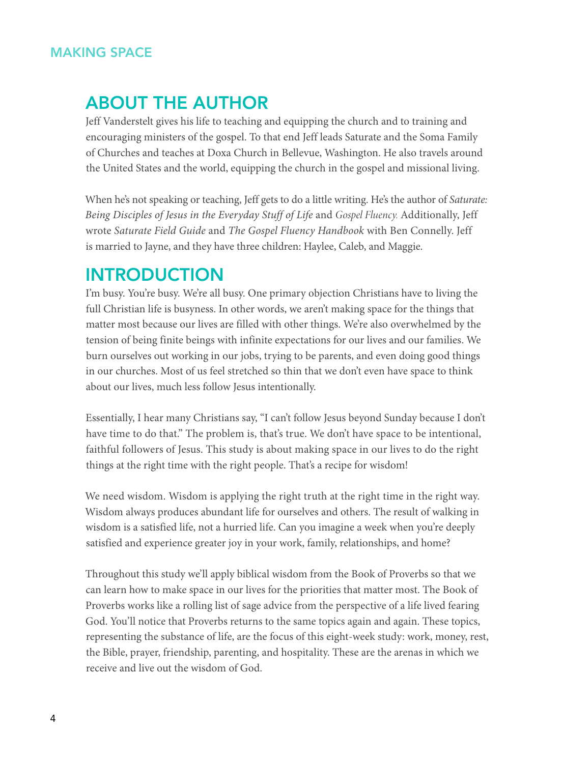## ABOUT THE AUTHOR

Jeff Vanderstelt gives his life to teaching and equipping the church and to training and encouraging ministers of the gospel. To that end Jeff leads Saturate and the Soma Family of Churches and teaches at Doxa Church in Bellevue, Washington. He also travels around the United States and the world, equipping the church in the gospel and missional living.

When he's not speaking or teaching, Jeff gets to do a little writing. He's the author of *Saturate: Being Disciples of Jesus in the Everyday Stuff of Life* and *Gospel Fluency.* Additionally, Jeff wrote *Saturate Field Guide* and *The Gospel Fluency Handbook* with Ben Connelly. Jeff is married to Jayne, and they have three children: Haylee, Caleb, and Maggie.

## INTRODUCTION

I'm busy. You're busy. We're all busy. One primary objection Christians have to living the full Christian life is busyness. In other words, we aren't making space for the things that matter most because our lives are filled with other things. We're also overwhelmed by the tension of being finite beings with infinite expectations for our lives and our families. We burn ourselves out working in our jobs, trying to be parents, and even doing good things in our churches. Most of us feel stretched so thin that we don't even have space to think about our lives, much less follow Jesus intentionally.

Essentially, I hear many Christians say, "I can't follow Jesus beyond Sunday because I don't have time to do that." The problem is, that's true. We don't have space to be intentional, faithful followers of Jesus. This study is about making space in our lives to do the right things at the right time with the right people. That's a recipe for wisdom!

We need wisdom. Wisdom is applying the right truth at the right time in the right way. Wisdom always produces abundant life for ourselves and others. The result of walking in wisdom is a satisfied life, not a hurried life. Can you imagine a week when you're deeply satisfied and experience greater joy in your work, family, relationships, and home?

Throughout this study we'll apply biblical wisdom from the Book of Proverbs so that we can learn how to make space in our lives for the priorities that matter most. The Book of Proverbs works like a rolling list of sage advice from the perspective of a life lived fearing God. You'll notice that Proverbs returns to the same topics again and again. These topics, representing the substance of life, are the focus of this eight-week study: work, money, rest, the Bible, prayer, friendship, parenting, and hospitality. These are the arenas in which we receive and live out the wisdom of God.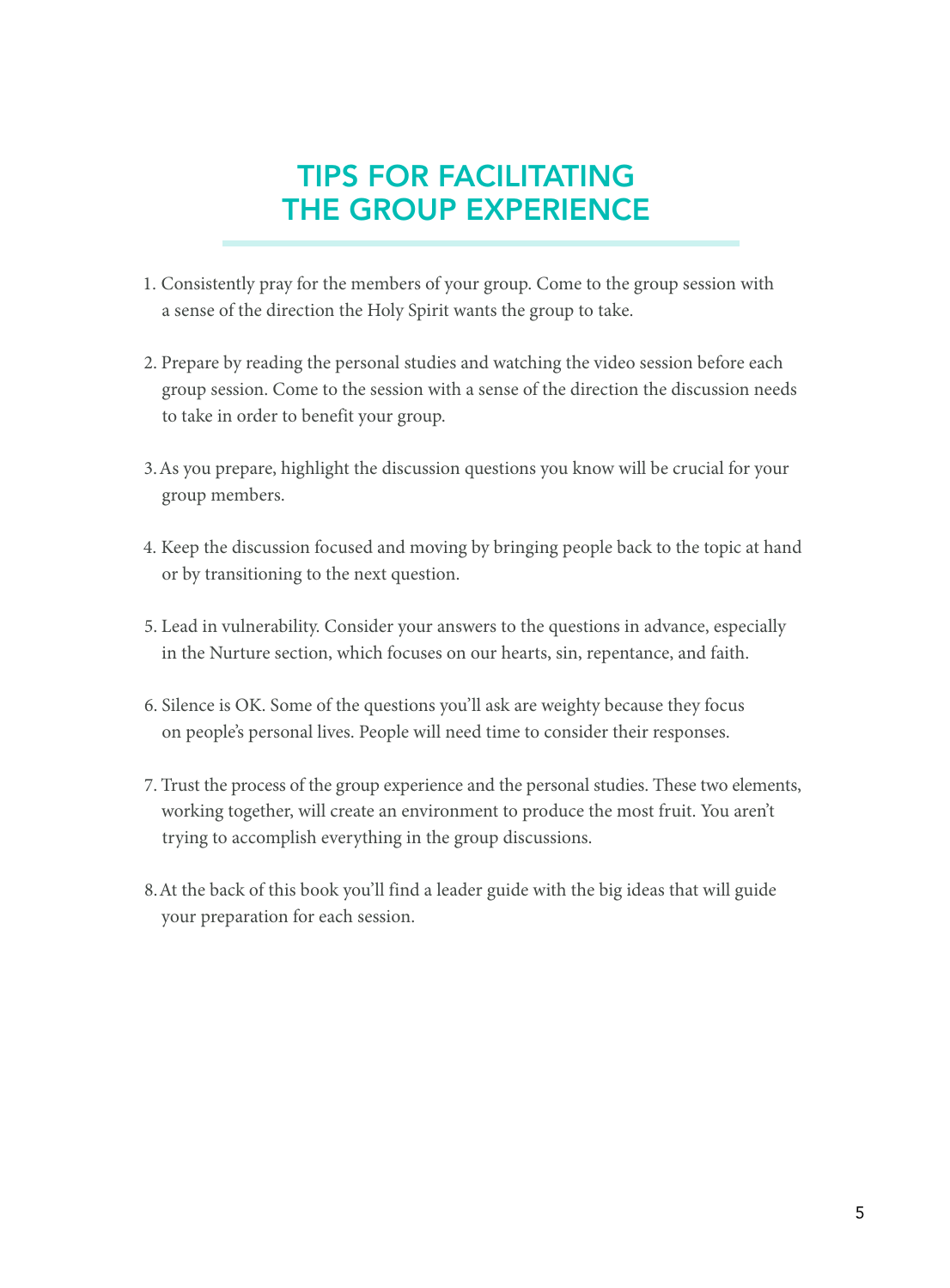# TIPS FOR FACILITATING THE GROUP EXPERIENCE

1. Consistently pray for the members of your group. Come to the group session with a sense of the direction the Holy Spirit wants the group to take.

2. Prepare by reading the personal studies and watching the video session before each group session. Come to the session with a sense of the direction the discussion needs to take in order to benefit your group.

3. As you prepare, highlight the discussion questions you know will be crucial for your group members.

4. Keep the discussion focused and moving by bringing people back to the topic at hand or by transitioning to the next question.

5. Lead in vulnerability. Consider your answers to the questions in advance, especially in the Nurture section, which focuses on our hearts, sin, repentance, and faith.

6. Silence is OK. Some of the questions you'll ask are weighty because they focus on people's personal lives. People will need time to consider their responses.

7. Trust the process of the group experience and the personal studies. These two elements, working together, will create an environment to produce the most fruit. You aren't trying to accomplish everything in the group discussions.

8. At the back of this book you'll find a leader guide with the big ideas that will guide your preparation for each session.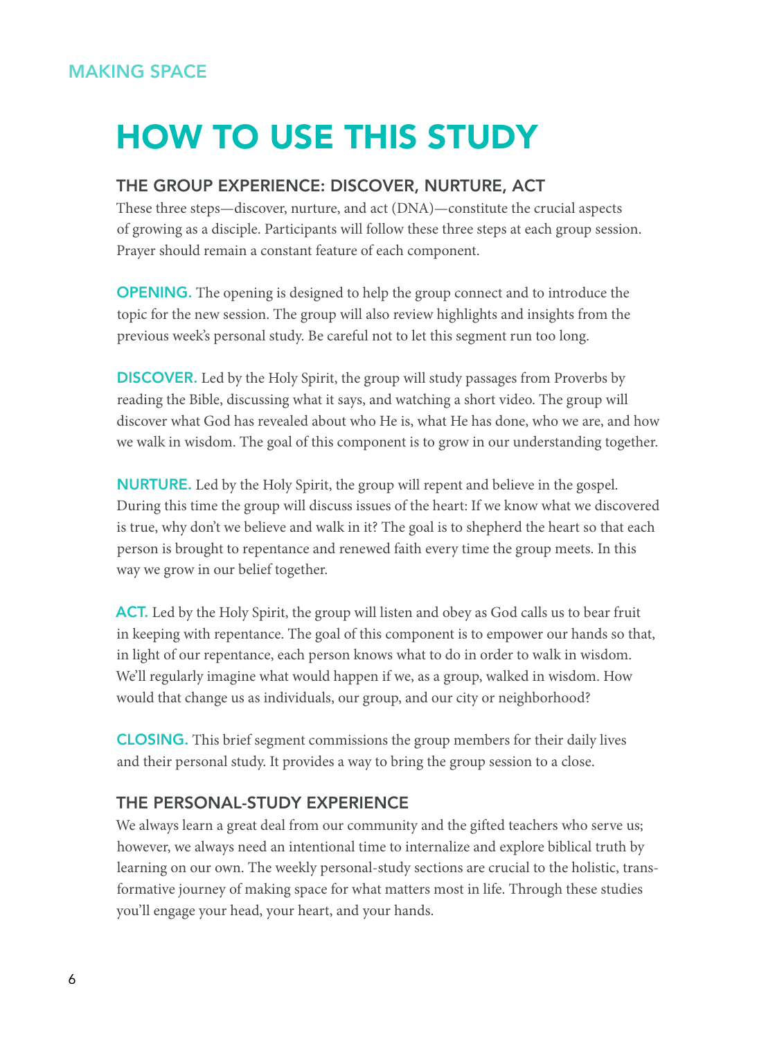# HOW TO USE THIS STUDY

## THE GROUP EXPERIENCE: DISCOVER, NURTURE, ACT

These three steps—discover, nurture, and act (DNA)—constitute the crucial aspects of growing as a disciple. Participants will follow these three steps at each group session. Prayer should remain a constant feature of each component.

**OPENING.** The opening is designed to help the group connect and to introduce the topic for the new session. The group will also review highlights and insights from the previous week's personal study. Be careful not to let this segment run too long.

**DISCOVER.** Led by the Holy Spirit, the group will study passages from Proverbs by reading the Bible, discussing what it says, and watching a short video. The group will discover what God has revealed about who He is, what He has done, who we are, and how we walk in wisdom. The goal of this component is to grow in our understanding together.

**NURTURE.** Led by the Holy Spirit, the group will repent and believe in the gospel. During this time the group will discuss issues of the heart: If we know what we discovered is true, why don't we believe and walk in it? The goal is to shepherd the heart so that each person is brought to repentance and renewed faith every time the group meets. In this way we grow in our belief together.

**ACT.** Led by the Holy Spirit, the group will listen and obey as God calls us to bear fruit in keeping with repentance. The goal of this component is to empower our hands so that, in light of our repentance, each person knows what to do in order to walk in wisdom. We'll regularly imagine what would happen if we, as a group, walked in wisdom. How would that change us as individuals, our group, and our city or neighborhood?

**CLOSING.** This brief segment commissions the group members for their daily lives and their personal study. It provides a way to bring the group session to a close.

## THE PERSONAL-STUDY EXPERIENCE

We always learn a great deal from our community and the gifted teachers who serve us; however, we always need an intentional time to internalize and explore biblical truth by learning on our own. The weekly personal-study sections are crucial to the holistic, transformative journey of making space for what matters most in life. Through these studies you'll engage your head, your heart, and your hands.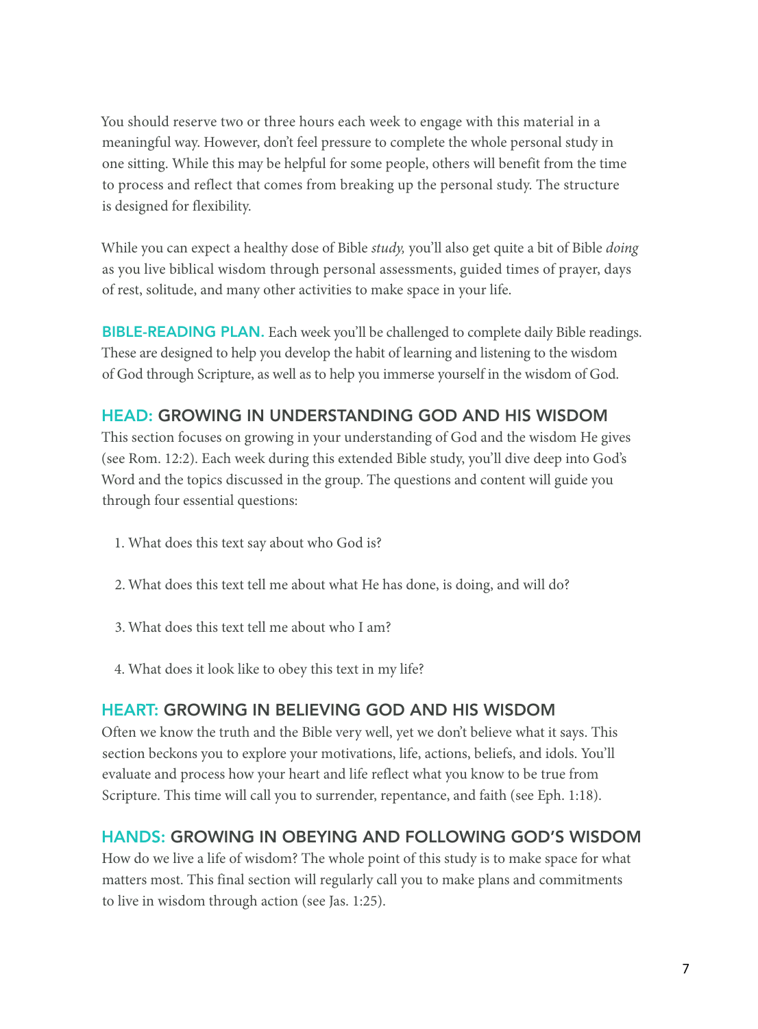You should reserve two or three hours each week to engage with this material in a meaningful way. However, don't feel pressure to complete the whole personal study in one sitting. While this may be helpful for some people, others will benefit from the time to process and reflect that comes from breaking up the personal study. The structure is designed for flexibility.

While you can expect a healthy dose of Bible *study,* you'll also get quite a bit of Bible *doing* as you live biblical wisdom through personal assessments, guided times of prayer, days of rest, solitude, and many other activities to make space in your life.

**BIBLE-READING PLAN.** Each week you'll be challenged to complete daily Bible readings. These are designed to help you develop the habit of learning and listening to the wisdom of God through Scripture, as well as to help you immerse yourself in the wisdom of God.

## HEAD: GROWING IN UNDERSTANDING GOD AND HIS WISDOM

This section focuses on growing in your understanding of God and the wisdom He gives (see Rom. 12:2). Each week during this extended Bible study, you'll dive deep into God's Word and the topics discussed in the group. The questions and content will guide you through four essential questions:

1. What does this text say about who God is?
2. What does this text tell me about what He has done, is doing, and will do?
3. What does this text tell me about who I am?
4. What does it look like to obey this text in my life?

## HEART: GROWING IN BELIEVING GOD AND HIS WISDOM

Often we know the truth and the Bible very well, yet we don't believe what it says. This section beckons you to explore your motivations, life, actions, beliefs, and idols. You'll evaluate and process how your heart and life reflect what you know to be true from Scripture. This time will call you to surrender, repentance, and faith (see Eph. 1:18).

## HANDS: GROWING IN OBEYING AND FOLLOWING GOD'S WISDOM

How do we live a life of wisdom? The whole point of this study is to make space for what matters most. This final section will regularly call you to make plans and commitments to live in wisdom through action (see Jas. 1:25).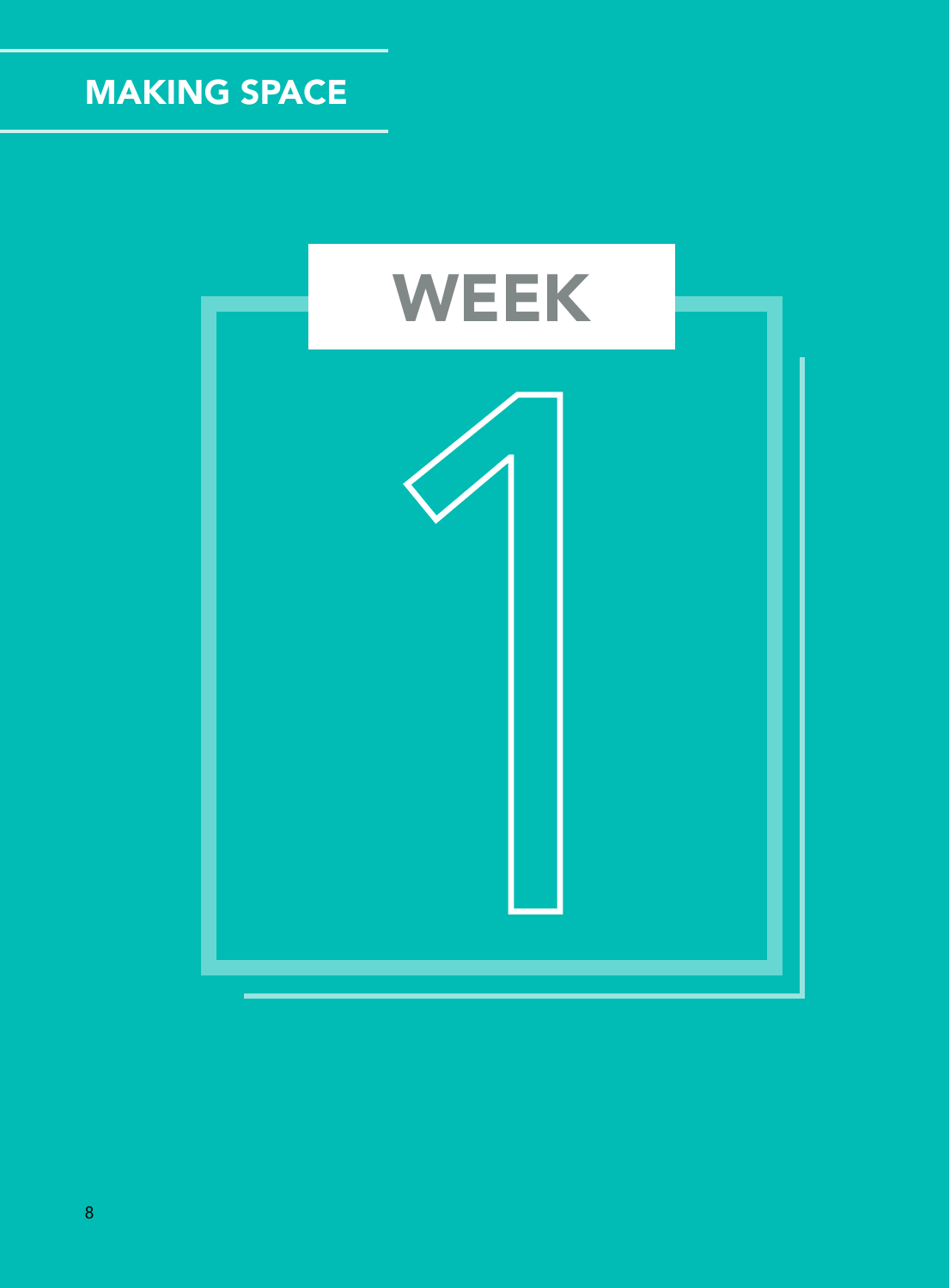MAKING SPACE

# WEEK 1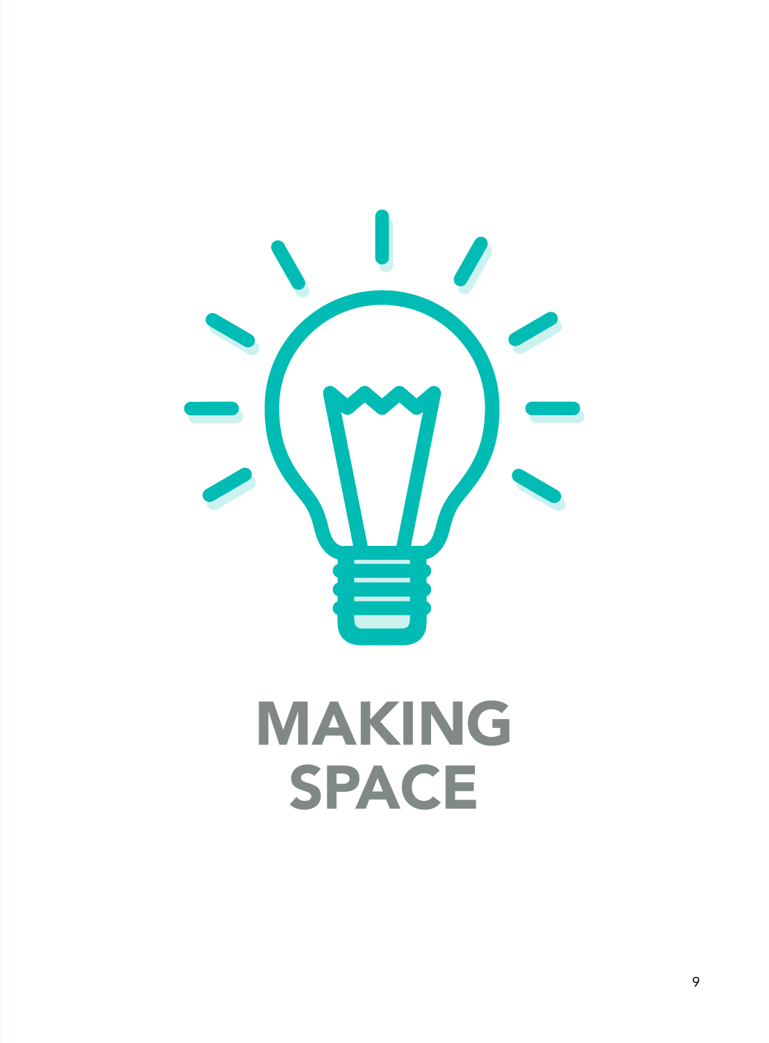# MAKING SPACE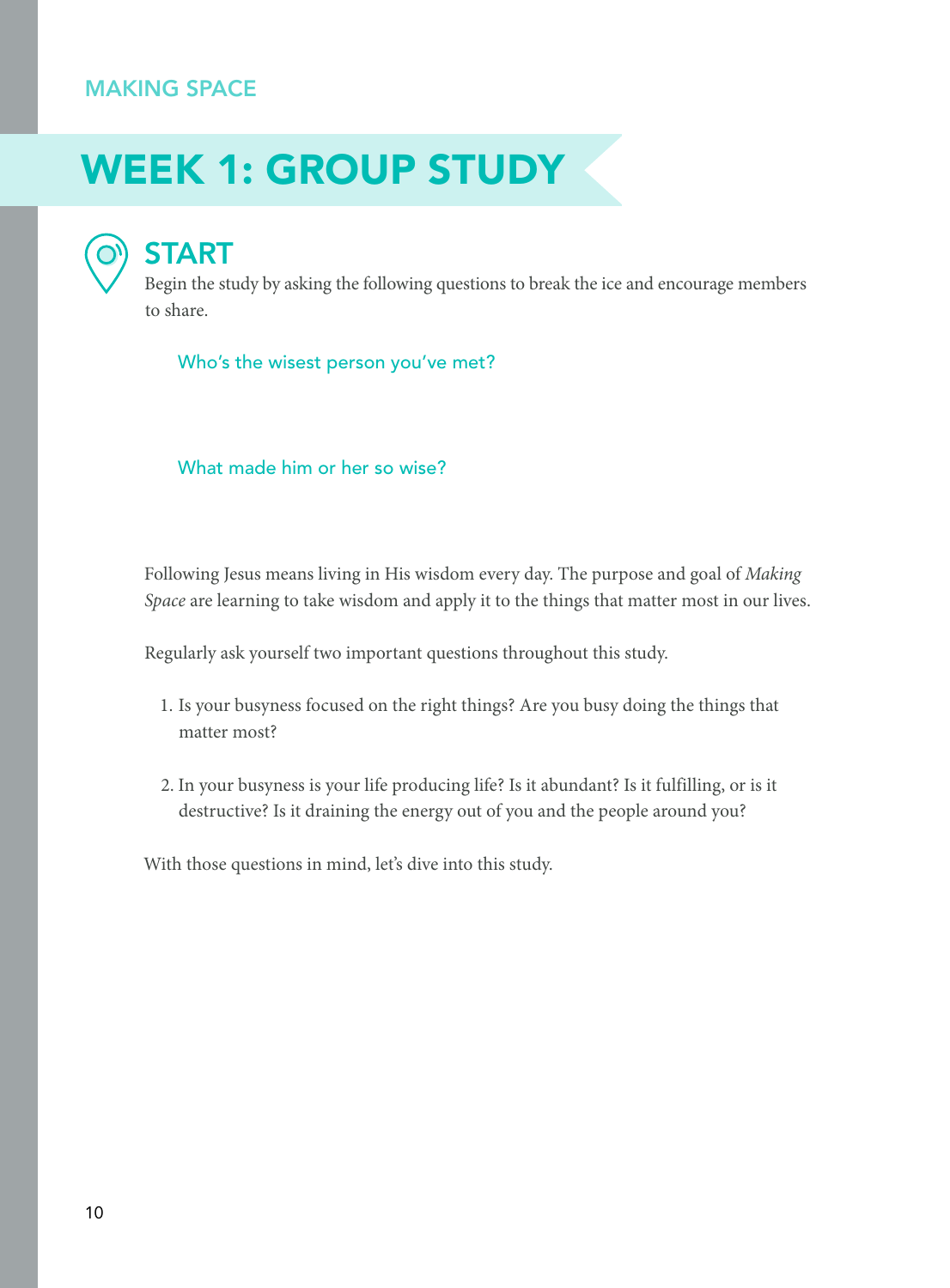# WEEK 1: GROUP STUDY

## START

Begin the study by asking the following questions to break the ice and encourage members to share.

Who's the wisest person you've met?

What made him or her so wise?

Following Jesus means living in His wisdom every day. The purpose and goal of *Making Space* are learning to take wisdom and apply it to the things that matter most in our lives.

Regularly ask yourself two important questions throughout this study.

1. Is your busyness focused on the right things? Are you busy doing the things that matter most?
2. In your busyness is your life producing life? Is it abundant? Is it fulfilling, or is it destructive? Is it draining the energy out of you and the people around you?

With those questions in mind, let's dive into this study.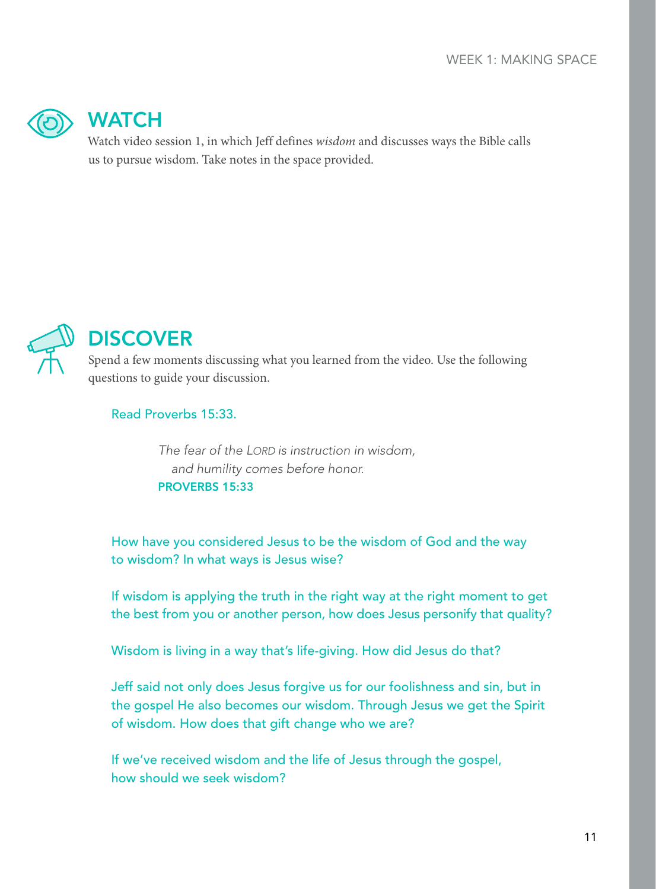## WATCH

Watch video session 1, in which Jeff defines *wisdom* and discusses ways the Bible calls us to pursue wisdom. Take notes in the space provided.

## DISCOVER

Spend a few moments discussing what you learned from the video. Use the following questions to guide your discussion.

Read Proverbs 15:33.

> *The fear of the LORD is instruction in wisdom,*
> *and humility comes before honor.*
> **PROVERBS 15:33**

How have you considered Jesus to be the wisdom of God and the way to wisdom? In what ways is Jesus wise?

If wisdom is applying the truth in the right way at the right moment to get the best from you or another person, how does Jesus personify that quality?

Wisdom is living in a way that's life-giving. How did Jesus do that?

Jeff said not only does Jesus forgive us for our foolishness and sin, but in the gospel He also becomes our wisdom. Through Jesus we get the Spirit of wisdom. How does that gift change who we are?

If we've received wisdom and the life of Jesus through the gospel, how should we seek wisdom?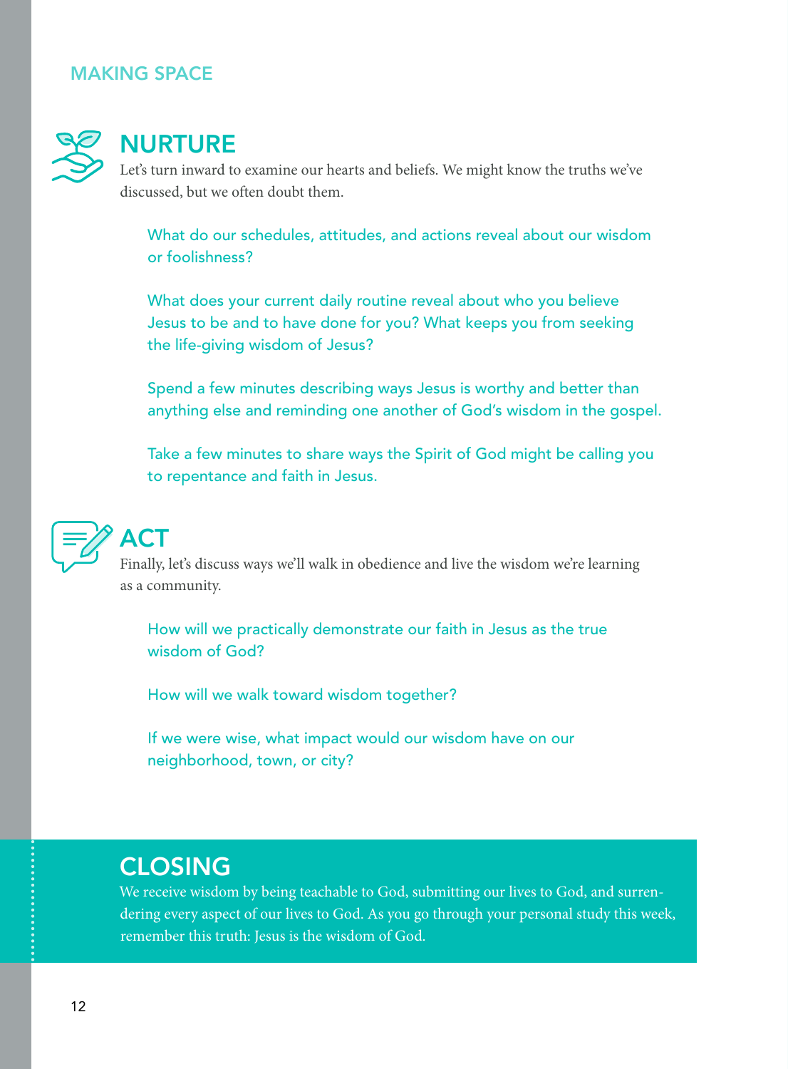## NURTURE

Let's turn inward to examine our hearts and beliefs. We might know the truths we've discussed, but we often doubt them.

What do our schedules, attitudes, and actions reveal about our wisdom or foolishness?

What does your current daily routine reveal about who you believe Jesus to be and to have done for you? What keeps you from seeking the life-giving wisdom of Jesus?

Spend a few minutes describing ways Jesus is worthy and better than anything else and reminding one another of God's wisdom in the gospel.

Take a few minutes to share ways the Spirit of God might be calling you to repentance and faith in Jesus.

## ACT

Finally, let's discuss ways we'll walk in obedience and live the wisdom we're learning as a community.

How will we practically demonstrate our faith in Jesus as the true wisdom of God?

How will we walk toward wisdom together?

If we were wise, what impact would our wisdom have on our neighborhood, town, or city?

## CLOSING

We receive wisdom by being teachable to God, submitting our lives to God, and surrendering every aspect of our lives to God. As you go through your personal study this week, remember this truth: Jesus is the wisdom of God.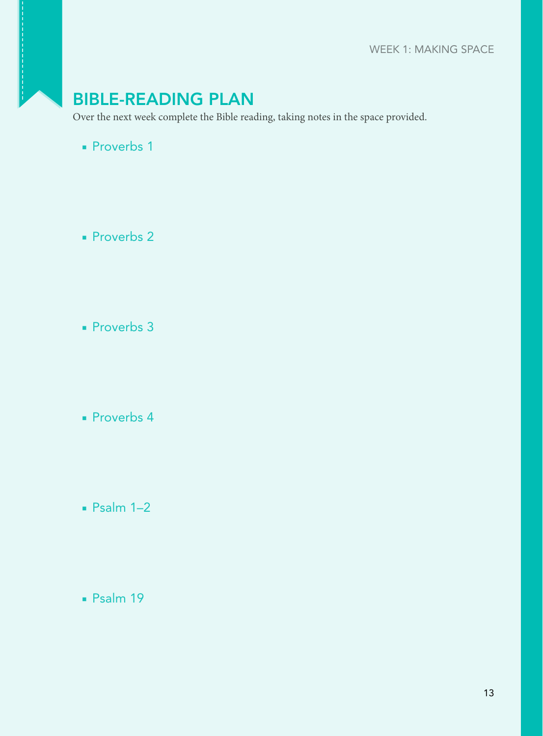## BIBLE-READING PLAN

Over the next week complete the Bible reading, taking notes in the space provided.

- Proverbs 1

- Proverbs 2

- Proverbs 3

- Proverbs 4

- Psalm 1–2

- Psalm 19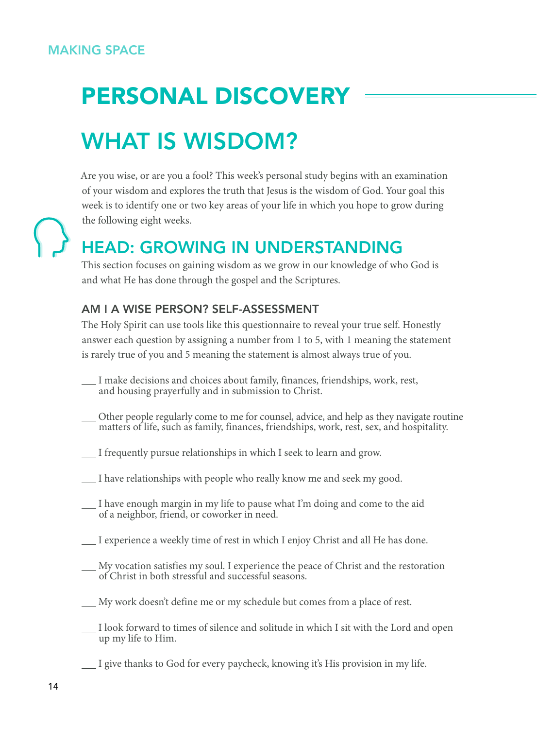MAKING SPACE

# PERSONAL DISCOVERY

# WHAT IS WISDOM?

Are you wise, or are you a fool? This week's personal study begins with an examination of your wisdom and explores the truth that Jesus is the wisdom of God. Your goal this week is to identify one or two key areas of your life in which you hope to grow during the following eight weeks.

## HEAD: GROWING IN UNDERSTANDING

This section focuses on gaining wisdom as we grow in our knowledge of who God is and what He has done through the gospel and the Scriptures.

### AM I A WISE PERSON? SELF-ASSESSMENT

The Holy Spirit can use tools like this questionnaire to reveal your true self. Honestly answer each question by assigning a number from 1 to 5, with 1 meaning the statement is rarely true of you and 5 meaning the statement is almost always true of you.

___ I make decisions and choices about family, finances, friendships, work, rest, and housing prayerfully and in submission to Christ.

___ Other people regularly come to me for counsel, advice, and help as they navigate routine matters of life, such as family, finances, friendships, work, rest, sex, and hospitality.

___ I frequently pursue relationships in which I seek to learn and grow.

___ I have relationships with people who really know me and seek my good.

___ I have enough margin in my life to pause what I'm doing and come to the aid of a neighbor, friend, or coworker in need.

___ I experience a weekly time of rest in which I enjoy Christ and all He has done.

___ My vocation satisfies my soul. I experience the peace of Christ and the restoration of Christ in both stressful and successful seasons.

___ My work doesn't define me or my schedule but comes from a place of rest.

___ I look forward to times of silence and solitude in which I sit with the Lord and open up my life to Him.

___ I give thanks to God for every paycheck, knowing it's His provision in my life.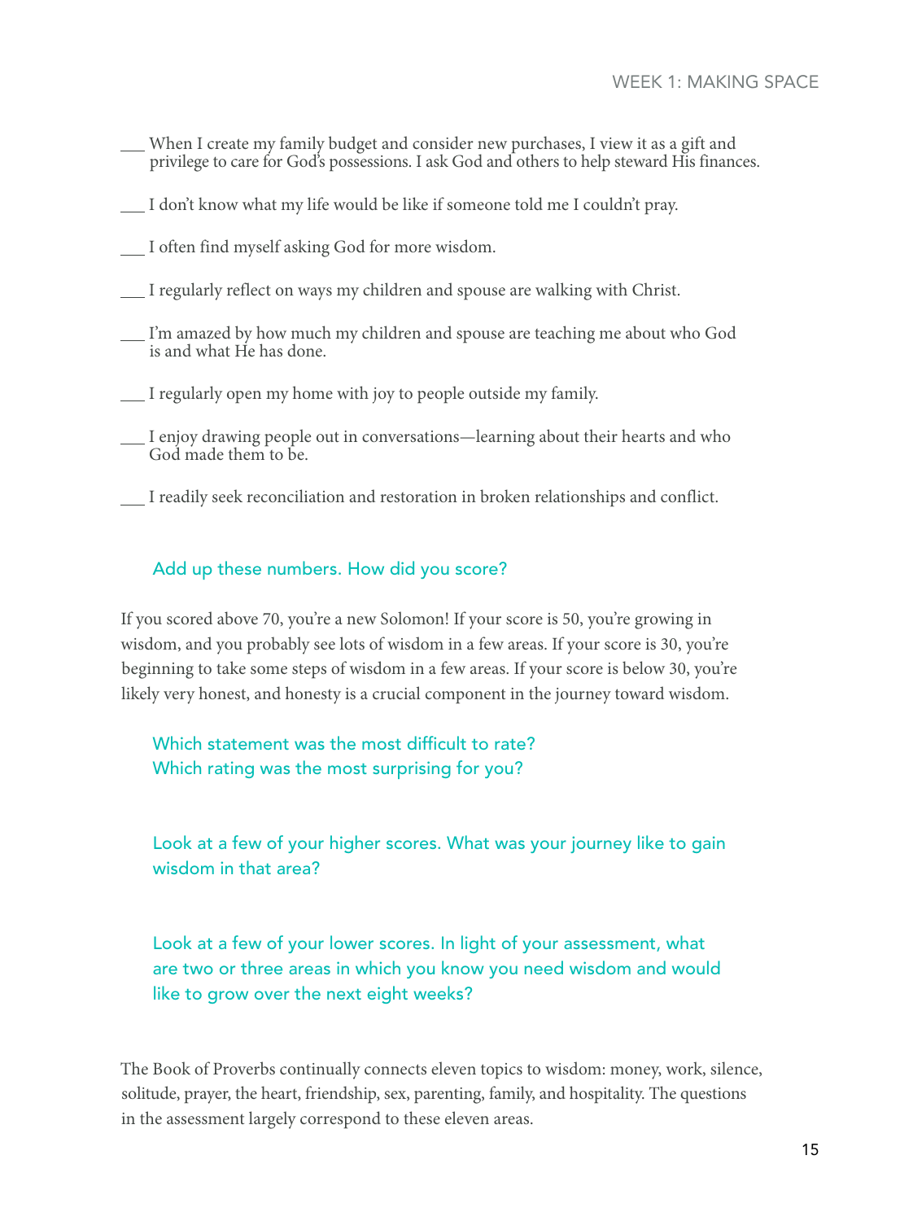___ When I create my family budget and consider new purchases, I view it as a gift and privilege to care for God's possessions. I ask God and others to help steward His finances.

___ I don't know what my life would be like if someone told me I couldn't pray.

___ I often find myself asking God for more wisdom.

___ I regularly reflect on ways my children and spouse are walking with Christ.

___ I'm amazed by how much my children and spouse are teaching me about who God is and what He has done.

___ I regularly open my home with joy to people outside my family.

___ I enjoy drawing people out in conversations—learning about their hearts and who God made them to be.

___ I readily seek reconciliation and restoration in broken relationships and conflict.

Add up these numbers. How did you score?

If you scored above 70, you're a new Solomon! If your score is 50, you're growing in wisdom, and you probably see lots of wisdom in a few areas. If your score is 30, you're beginning to take some steps of wisdom in a few areas. If your score is below 30, you're likely very honest, and honesty is a crucial component in the journey toward wisdom.

Which statement was the most difficult to rate?
Which rating was the most surprising for you?

Look at a few of your higher scores. What was your journey like to gain wisdom in that area?

Look at a few of your lower scores. In light of your assessment, what are two or three areas in which you know you need wisdom and would like to grow over the next eight weeks?

The Book of Proverbs continually connects eleven topics to wisdom: money, work, silence, solitude, prayer, the heart, friendship, sex, parenting, family, and hospitality. The questions in the assessment largely correspond to these eleven areas.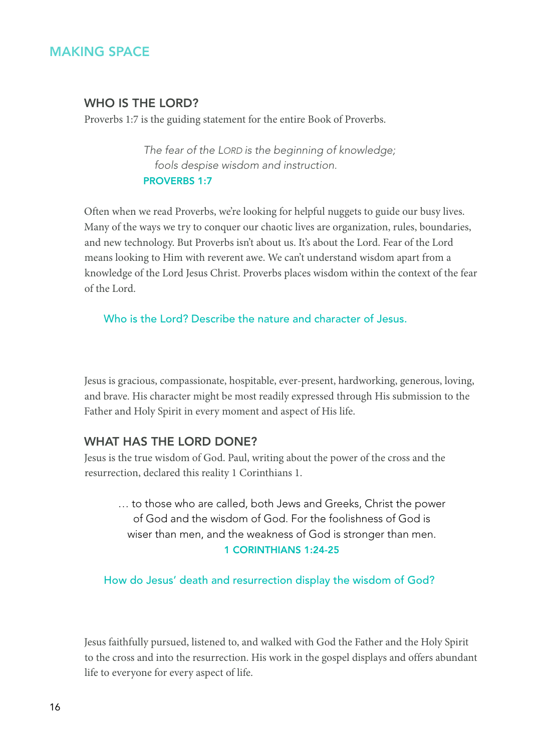## MAKING SPACE

### WHO IS THE LORD?

Proverbs 1:7 is the guiding statement for the entire Book of Proverbs.

> *The fear of the LORD is the beginning of knowledge;*
> *fools despise wisdom and instruction.*
> **PROVERBS 1:7**

Often when we read Proverbs, we're looking for helpful nuggets to guide our busy lives. Many of the ways we try to conquer our chaotic lives are organization, rules, boundaries, and new technology. But Proverbs isn't about us. It's about the Lord. Fear of the Lord means looking to Him with reverent awe. We can't understand wisdom apart from a knowledge of the Lord Jesus Christ. Proverbs places wisdom within the context of the fear of the Lord.

Who is the Lord? Describe the nature and character of Jesus.

Jesus is gracious, compassionate, hospitable, ever-present, hardworking, generous, loving, and brave. His character might be most readily expressed through His submission to the Father and Holy Spirit in every moment and aspect of His life.

### WHAT HAS THE LORD DONE?

Jesus is the true wisdom of God. Paul, writing about the power of the cross and the resurrection, declared this reality 1 Corinthians 1.

> … to those who are called, both Jews and Greeks, Christ the power of God and the wisdom of God. For the foolishness of God is wiser than men, and the weakness of God is stronger than men.
> **1 CORINTHIANS 1:24-25**

How do Jesus' death and resurrection display the wisdom of God?

Jesus faithfully pursued, listened to, and walked with God the Father and the Holy Spirit to the cross and into the resurrection. His work in the gospel displays and offers abundant life to everyone for every aspect of life.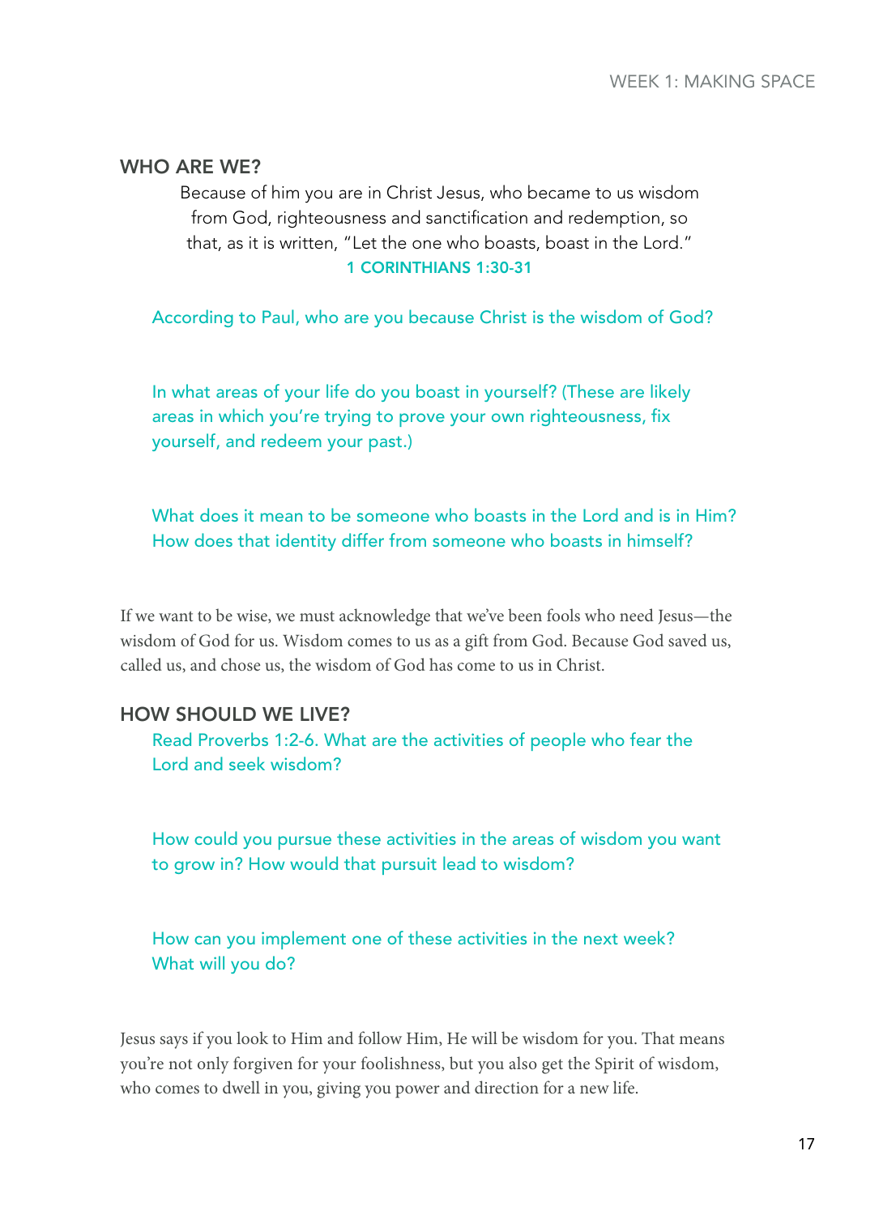## WHO ARE WE?

> Because of him you are in Christ Jesus, who became to us wisdom from God, righteousness and sanctification and redemption, so that, as it is written, "Let the one who boasts, boast in the Lord."
>
> **1 CORINTHIANS 1:30-31**

According to Paul, who are you because Christ is the wisdom of God?

In what areas of your life do you boast in yourself? (These are likely areas in which you're trying to prove your own righteousness, fix yourself, and redeem your past.)

What does it mean to be someone who boasts in the Lord and is in Him? How does that identity differ from someone who boasts in himself?

If we want to be wise, we must acknowledge that we've been fools who need Jesus—the wisdom of God for us. Wisdom comes to us as a gift from God. Because God saved us, called us, and chose us, the wisdom of God has come to us in Christ.

## HOW SHOULD WE LIVE?

Read Proverbs 1:2-6. What are the activities of people who fear the Lord and seek wisdom?

How could you pursue these activities in the areas of wisdom you want to grow in? How would that pursuit lead to wisdom?

How can you implement one of these activities in the next week? What will you do?

Jesus says if you look to Him and follow Him, He will be wisdom for you. That means you're not only forgiven for your foolishness, but you also get the Spirit of wisdom, who comes to dwell in you, giving you power and direction for a new life.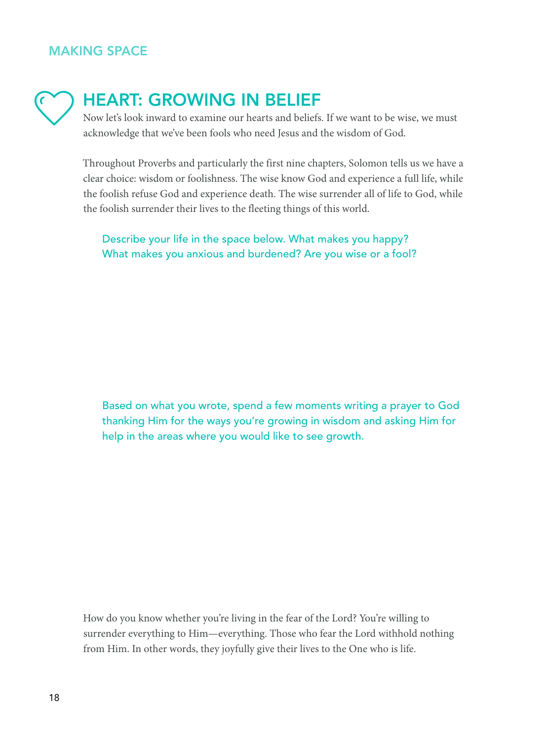## HEART: GROWING IN BELIEF

Now let's look inward to examine our hearts and beliefs. If we want to be wise, we must acknowledge that we've been fools who need Jesus and the wisdom of God.

Throughout Proverbs and particularly the first nine chapters, Solomon tells us we have a clear choice: wisdom or foolishness. The wise know God and experience a full life, while the foolish refuse God and experience death. The wise surrender all of life to God, while the foolish surrender their lives to the fleeting things of this world.

Describe your life in the space below. What makes you happy? What makes you anxious and burdened? Are you wise or a fool?

Based on what you wrote, spend a few moments writing a prayer to God thanking Him for the ways you're growing in wisdom and asking Him for help in the areas where you would like to see growth.

How do you know whether you're living in the fear of the Lord? You're willing to surrender everything to Him—everything. Those who fear the Lord withhold nothing from Him. In other words, they joyfully give their lives to the One who is life.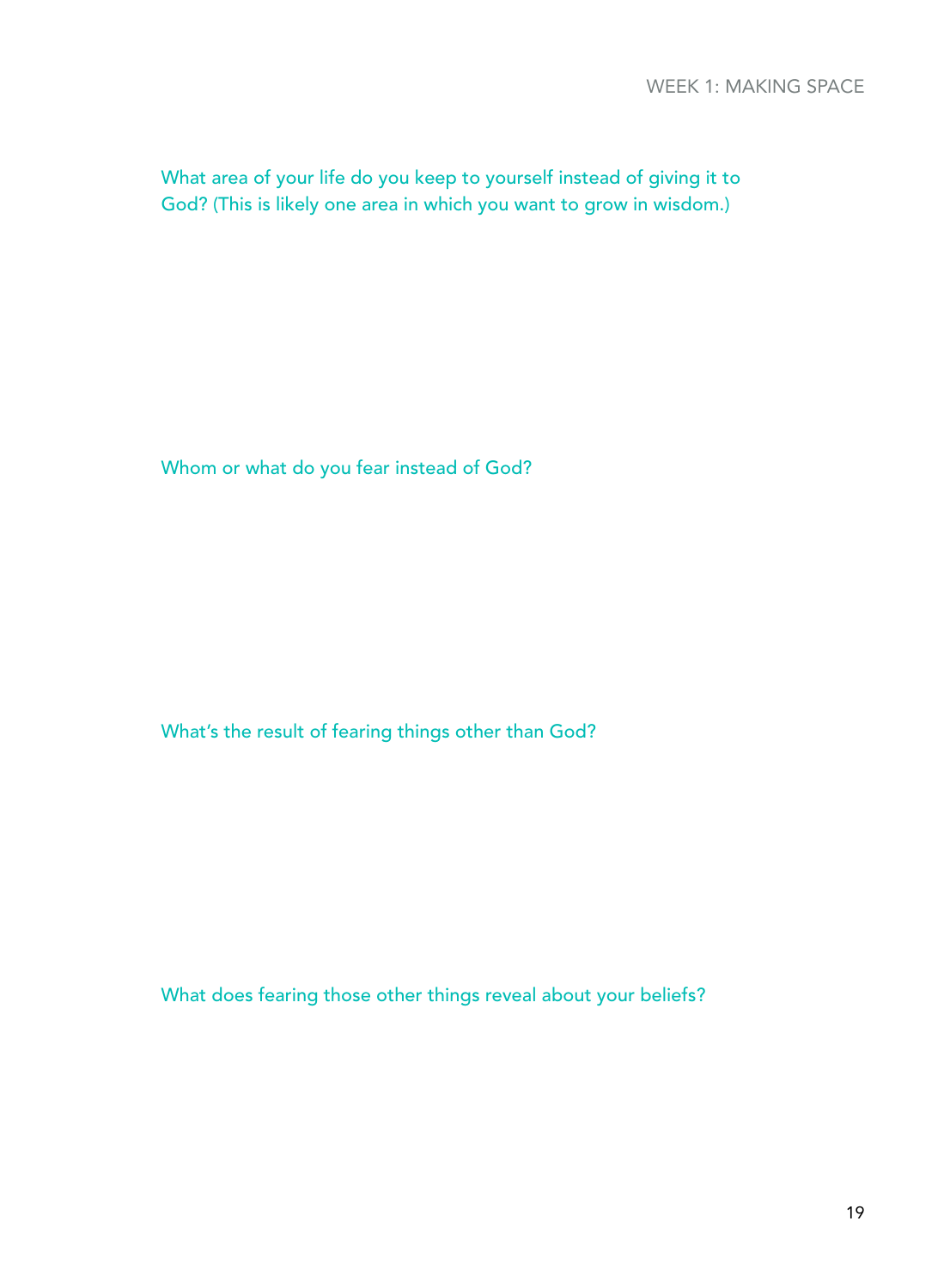What area of your life do you keep to yourself instead of giving it to God? (This is likely one area in which you want to grow in wisdom.)

Whom or what do you fear instead of God?

What's the result of fearing things other than God?

What does fearing those other things reveal about your beliefs?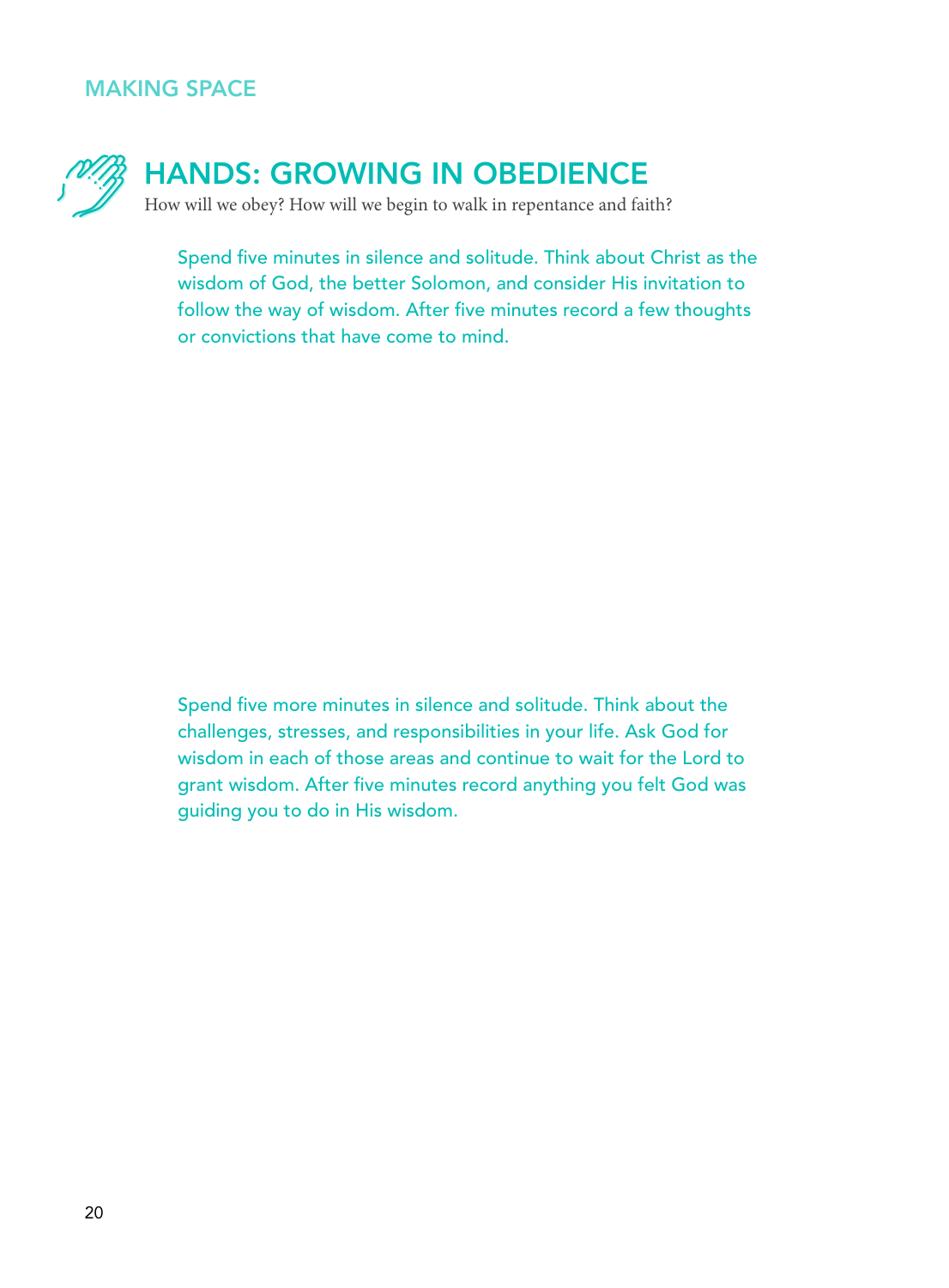## MAKING SPACE

# HANDS: GROWING IN OBEDIENCE

How will we obey? How will we begin to walk in repentance and faith?

Spend five minutes in silence and solitude. Think about Christ as the wisdom of God, the better Solomon, and consider His invitation to follow the way of wisdom. After five minutes record a few thoughts or convictions that have come to mind.

Spend five more minutes in silence and solitude. Think about the challenges, stresses, and responsibilities in your life. Ask God for wisdom in each of those areas and continue to wait for the Lord to grant wisdom. After five minutes record anything you felt God was guiding you to do in His wisdom.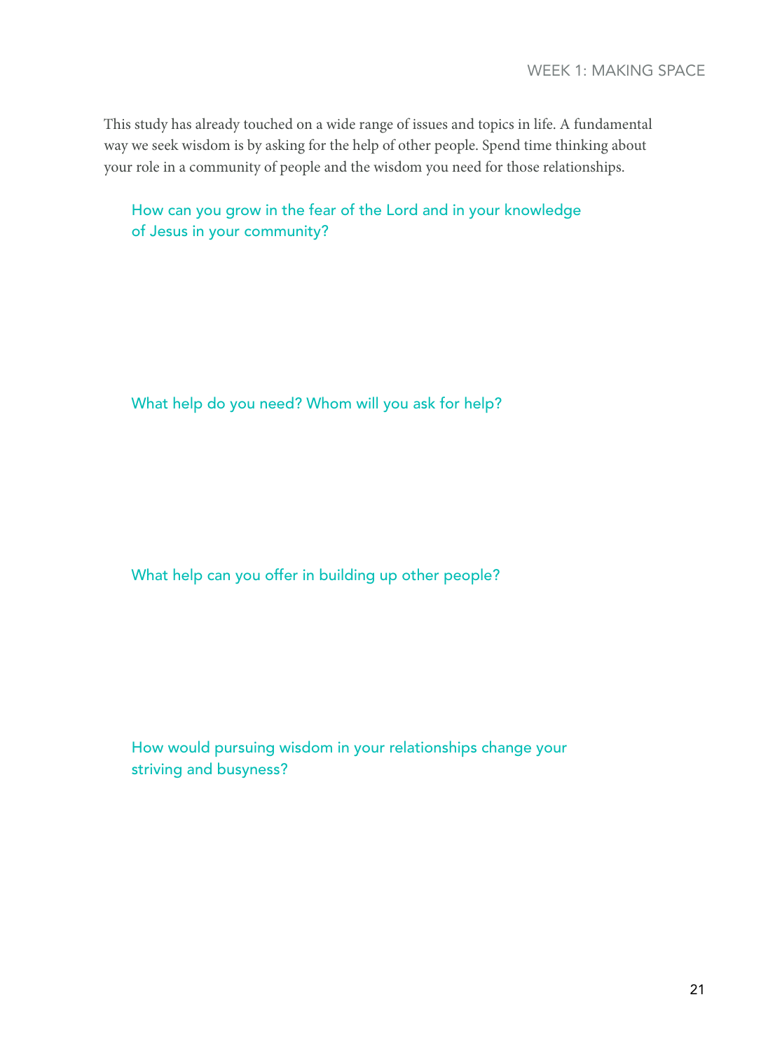This study has already touched on a wide range of issues and topics in life. A fundamental way we seek wisdom is by asking for the help of other people. Spend time thinking about your role in a community of people and the wisdom you need for those relationships.

How can you grow in the fear of the Lord and in your knowledge of Jesus in your community?

What help do you need? Whom will you ask for help?

What help can you offer in building up other people?

How would pursuing wisdom in your relationships change your striving and busyness?